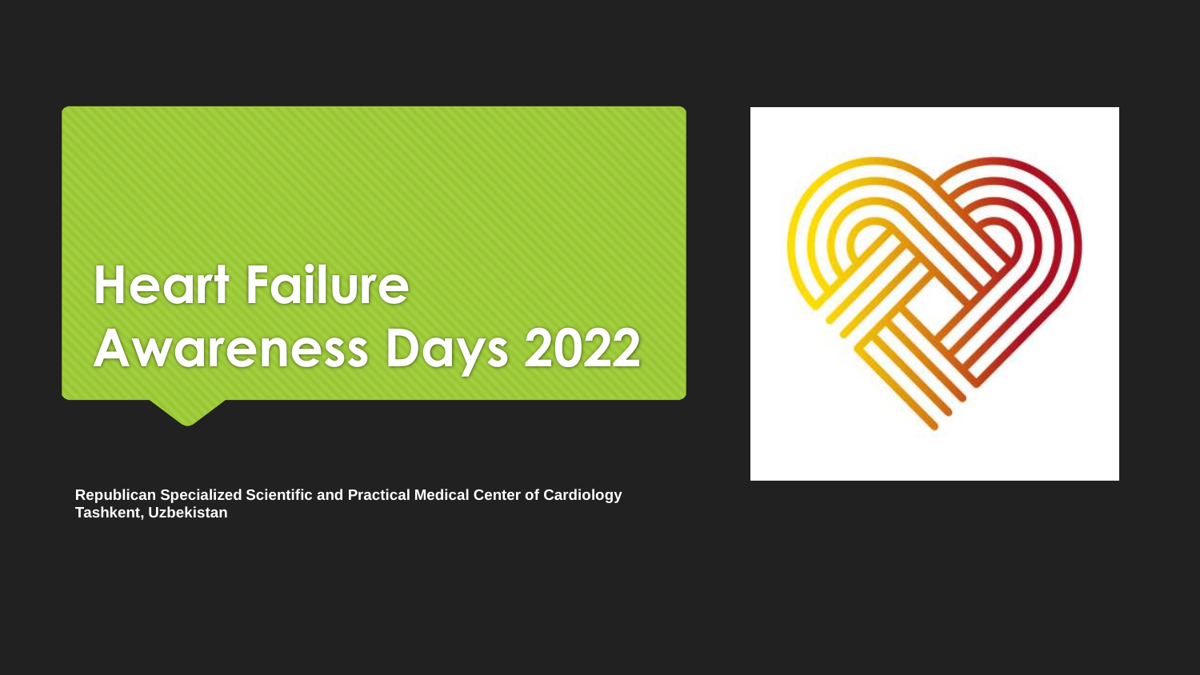# Heart Failure Awareness Days 2022

**Republican Specialized Scientific and Practical Medical Center of Cardiology**
**Tashkent, Uzbekistan**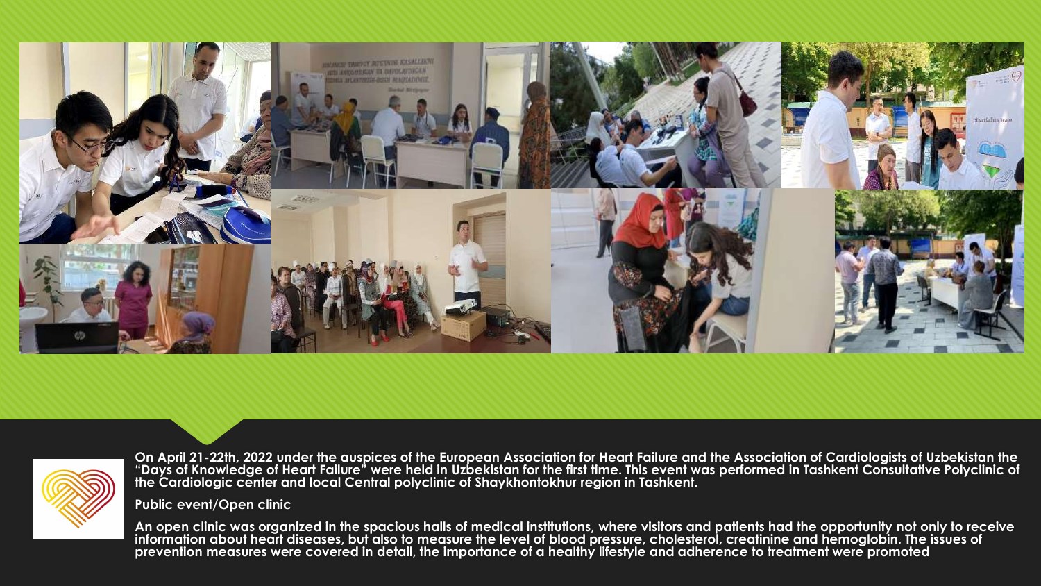On April 21-22th, 2022 under the auspices of the European Association for Heart Failure and the Association of Cardiologists of Uzbekistan the "Days of Knowledge of Heart Failure" were held in Uzbekistan for the first time. This event was performed in Tashkent Consultative Polyclinic of the Cardiologic center and local Central polyclinic of Shaykhontokhur region in Tashkent.

**Public event/Open clinic**

An open clinic was organized in the spacious halls of medical institutions, where visitors and patients had the opportunity not only to receive information about heart diseases, but also to measure the level of blood pressure, cholesterol, creatinine and hemoglobin. The issues of prevention measures were covered in detail, the importance of a healthy lifestyle and adherence to treatment were promoted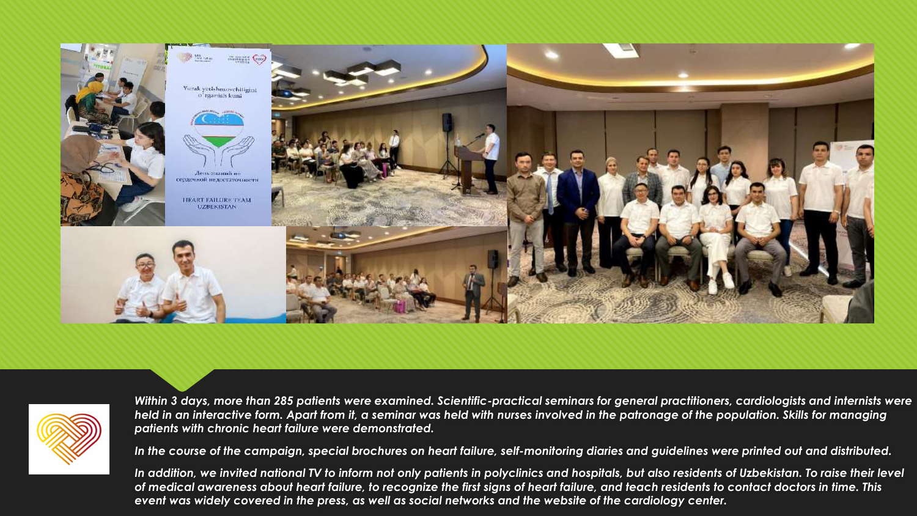*Within 3 days, more than 285 patients were examined. Scientific-practical seminars for general practitioners, cardiologists and internists were held in an interactive form. Apart from it, a seminar was held with nurses involved in the patronage of the population. Skills for managing patients with chronic heart failure were demonstrated.*

*In the course of the campaign, special brochures on heart failure, self-monitoring diaries and guidelines were printed out and distributed.*

*In addition, we invited national TV to inform not only patients in polyclinics and hospitals, but also residents of Uzbekistan. To raise their level of medical awareness about heart failure, to recognize the first signs of heart failure, and teach residents to contact doctors in time. This event was widely covered in the press, as well as social networks and the website of the cardiology center.*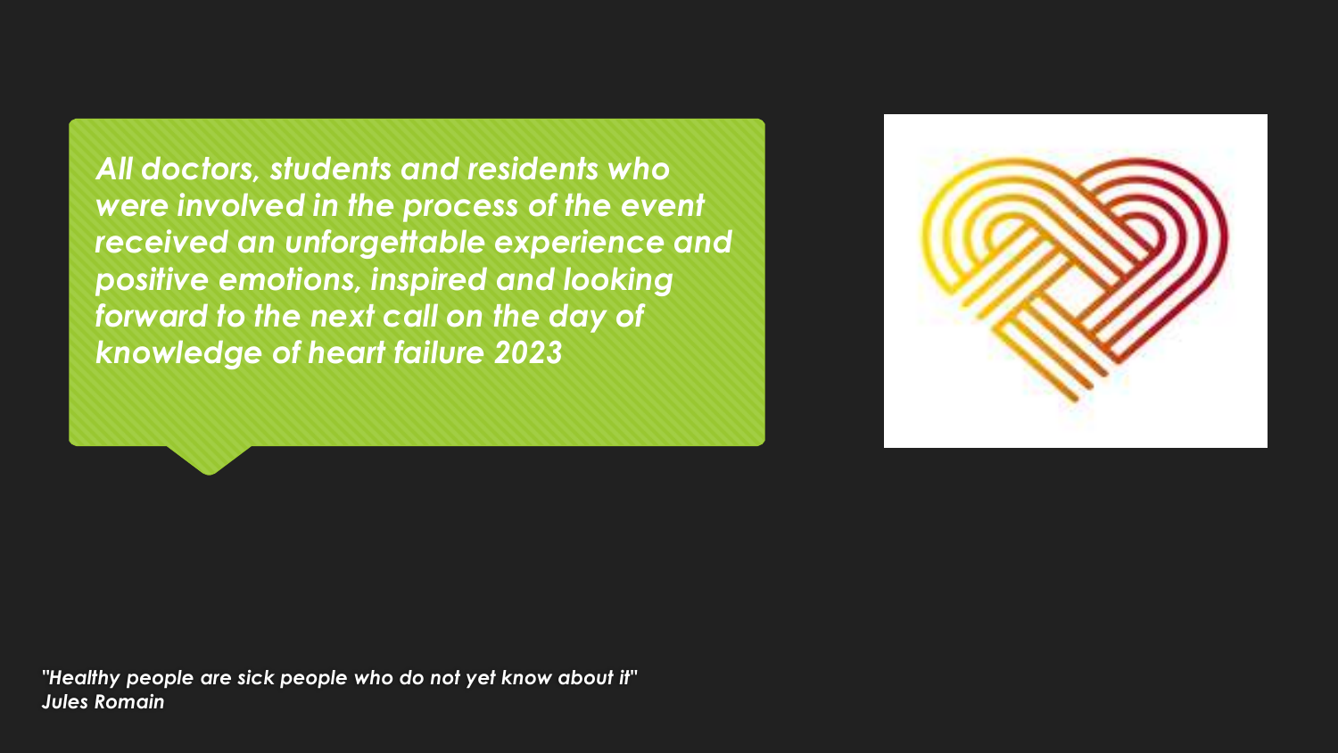*All doctors, students and residents who were involved in the process of the event received an unforgettable experience and positive emotions, inspired and looking forward to the next call on the day of knowledge of heart failure 2023*

*"Healthy people are sick people who do not yet know about it"*
*Jules Romain*